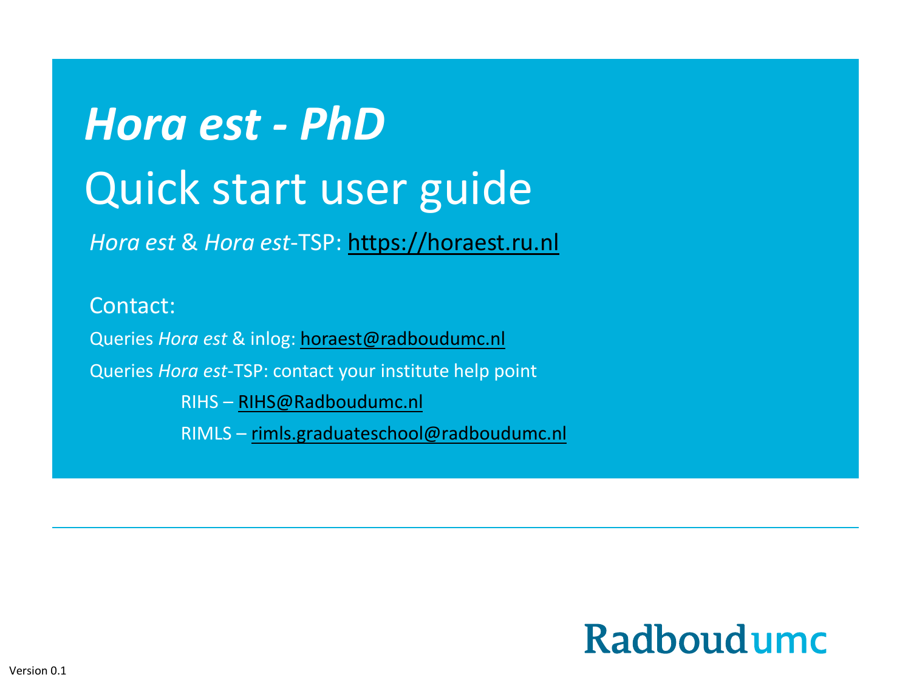# *Hora est - PhD*

## Quick start user guide

*Hora est* & *Hora est*-TSP: https://horaest.ru.nl

Contact:

Queries *Hora est* & inlog: horaest@radboudumc.nl

Queries *Hora est*-TSP: contact your institute help point

RIHS – RIHS@Radboudumc.nl

RIMLS – rimls.graduateschool@radboudumc.nl

Radboudumc

Version 0.1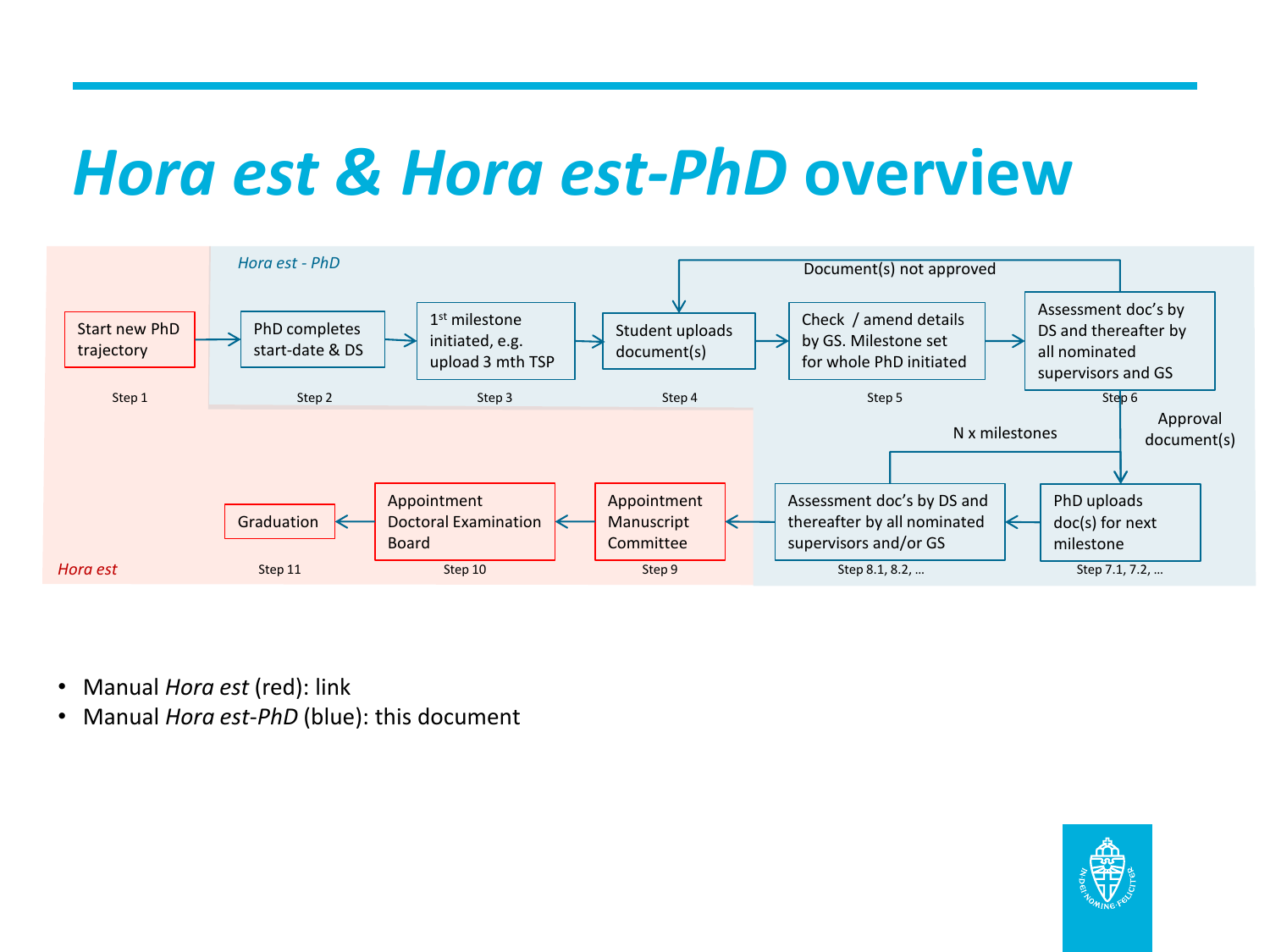# *Hora est* & *Hora est-PhD* overview

*Hora est - PhD*

Start new PhD trajectory → PhD completes start-date & DS → 1st milestone initiated, e.g. upload 3 mth TSP → Student uploads document(s) → Check / amend details by GS. Milestone set for whole PhD initiated → Assessment doc's by DS and thereafter by all nominated supervisors and GS

Step 1 | Step 2 | Step 3 | Step 4 | Step 5 | Step 6

Document(s) not approved

Approval document(s)

N x milestones

PhD uploads doc(s) for next milestone → Assessment doc's by DS and thereafter by all nominated supervisors and/or GS → Appointment Manuscript Committee → Appointment Doctoral Examination Board → Graduation

Step 7.1, 7.2, … | Step 8.1, 8.2, … | Step 9 | Step 10 | Step 11

*Hora est*

- Manual *Hora est* (red): link
- Manual *Hora est-PhD* (blue): this document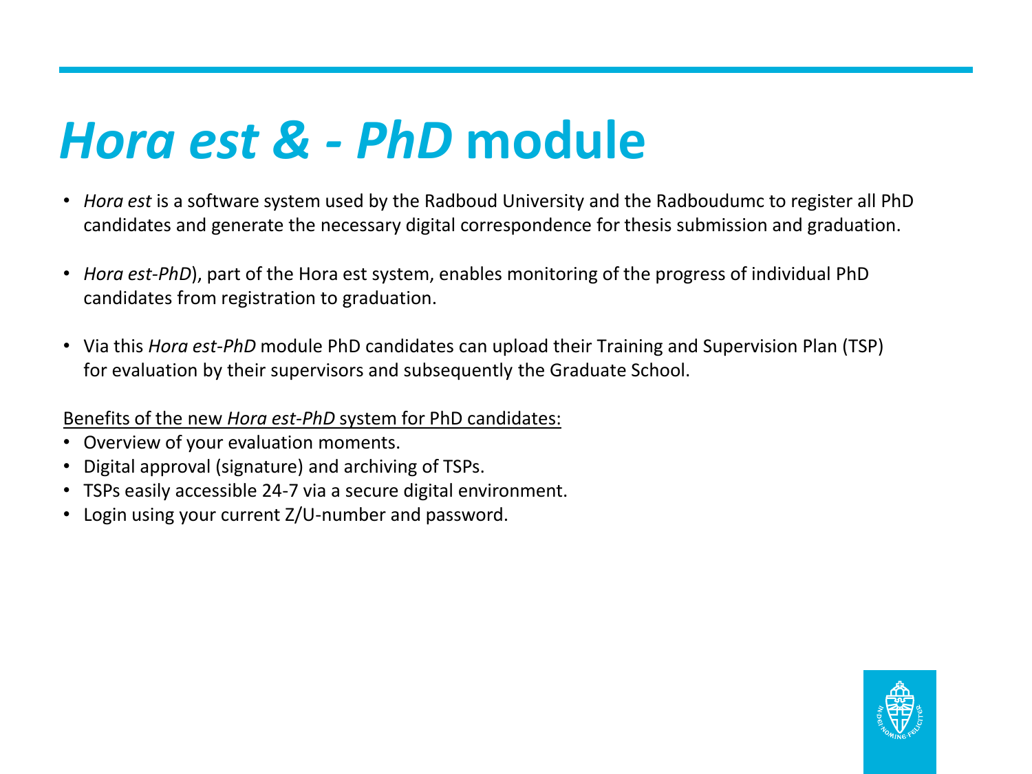# *Hora est & - PhD* module

- *Hora est* is a software system used by the Radboud University and the Radboudumc to register all PhD candidates and generate the necessary digital correspondence for thesis submission and graduation.

- *Hora est-PhD*), part of the Hora est system, enables monitoring of the progress of individual PhD candidates from registration to graduation.

- Via this *Hora est-PhD* module PhD candidates can upload their Training and Supervision Plan (TSP) for evaluation by their supervisors and subsequently the Graduate School.

<u>Benefits of the new *Hora est-PhD* system for PhD candidates:</u>

- Overview of your evaluation moments.
- Digital approval (signature) and archiving of TSPs.
- TSPs easily accessible 24-7 via a secure digital environment.
- Login using your current Z/U-number and password.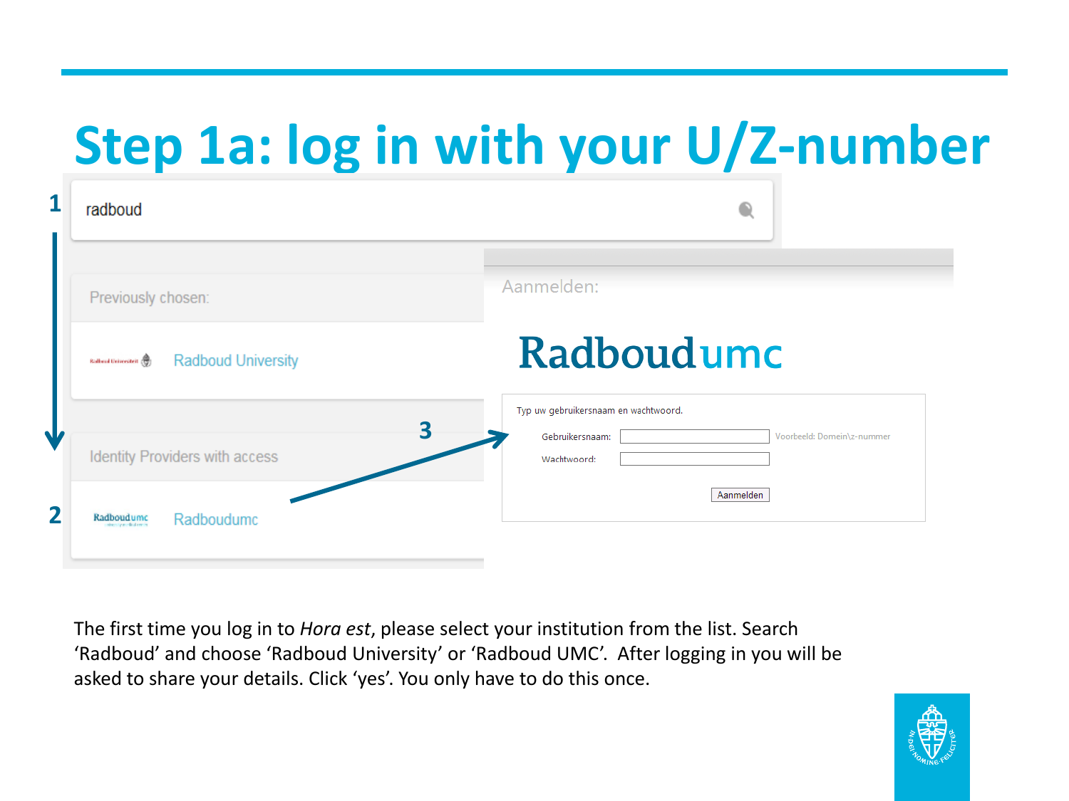# Step 1a: log in with your U/Z-number

1

radboud

Previously chosen:

Radboud University

Identity Providers with access

2

Radboudumc

3

Aanmelden:

Radboudumc

Typ uw gebruikersnaam en wachtwoord.

Gebruikersnaam: Voorbeeld: Domein\z-nummer

Wachtwoord:

Aanmelden

The first time you log in to *Hora est*, please select your institution from the list. Search 'Radboud' and choose 'Radboud University' or 'Radboud UMC'. After logging in you will be asked to share your details. Click 'yes'. You only have to do this once.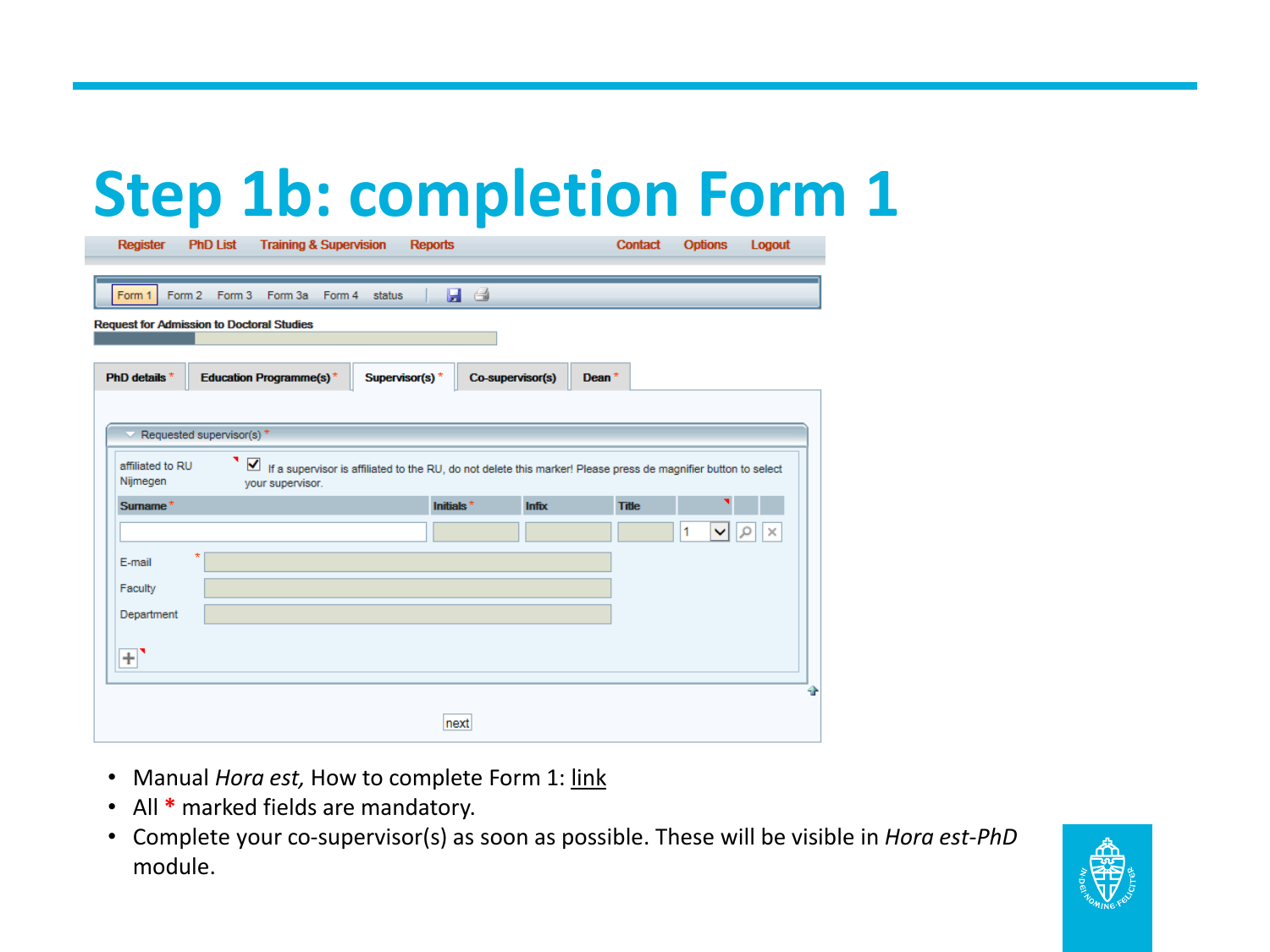# Step 1b: completion Form 1

- Manual *Hora est,* How to complete Form 1: link
- All * marked fields are mandatory.
- Complete your co-supervisor(s) as soon as possible. These will be visible in *Hora est-PhD* module.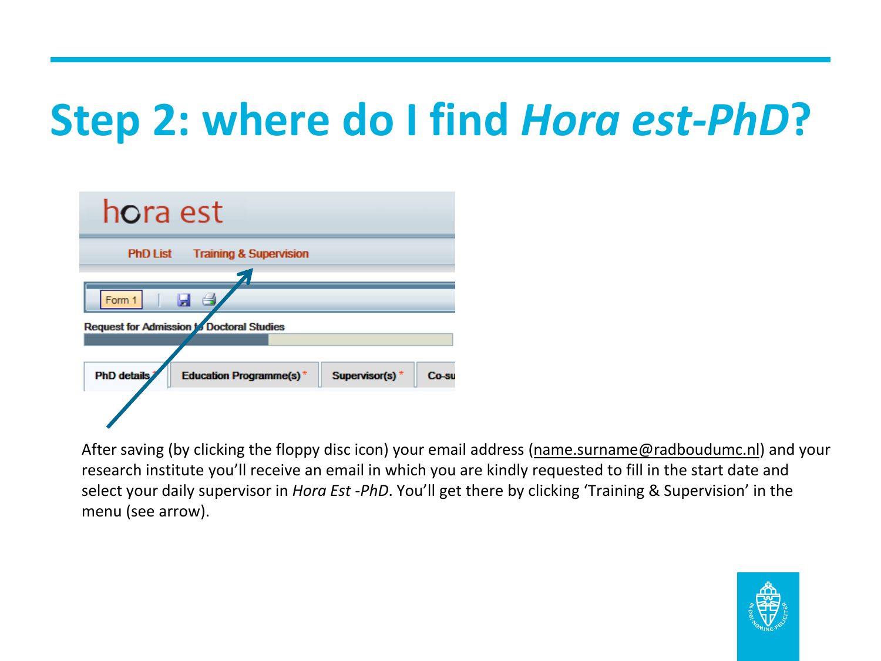# Step 2: where do I find *Hora est-PhD*?

After saving (by clicking the floppy disc icon) your email address (name.surname@radboudumc.nl) and your research institute you'll receive an email in which you are kindly requested to fill in the start date and select your daily supervisor in *Hora Est -PhD*. You'll get there by clicking 'Training & Supervision' in the menu (see arrow).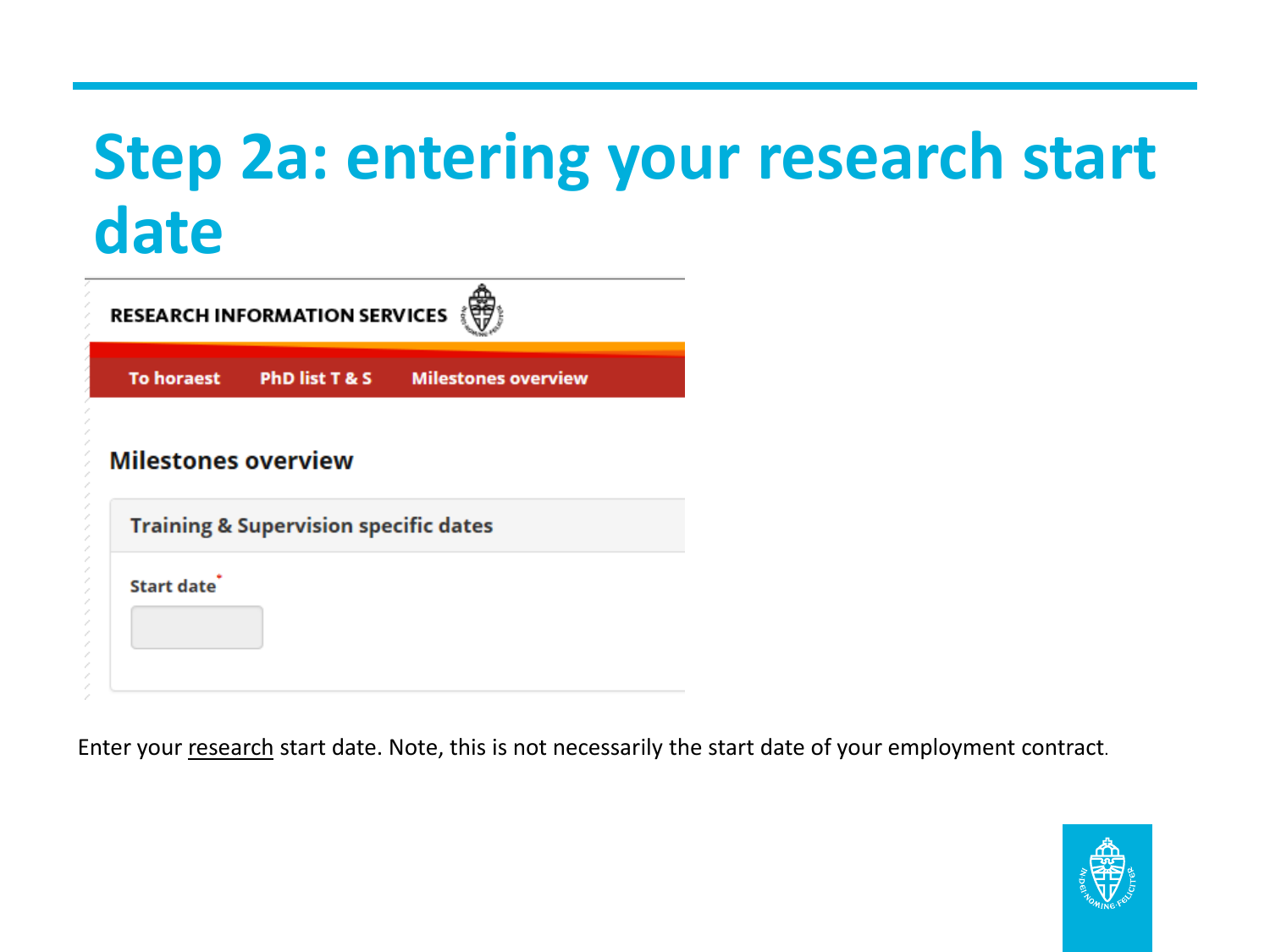# Step 2a: entering your research start date

RESEARCH INFORMATION SERVICES

To horaest | PhD list T & S | Milestones overview

## Milestones overview

### Training & Supervision specific dates

Start date*

Enter your <u>research</u> start date. Note, this is not necessarily the start date of your employment contract.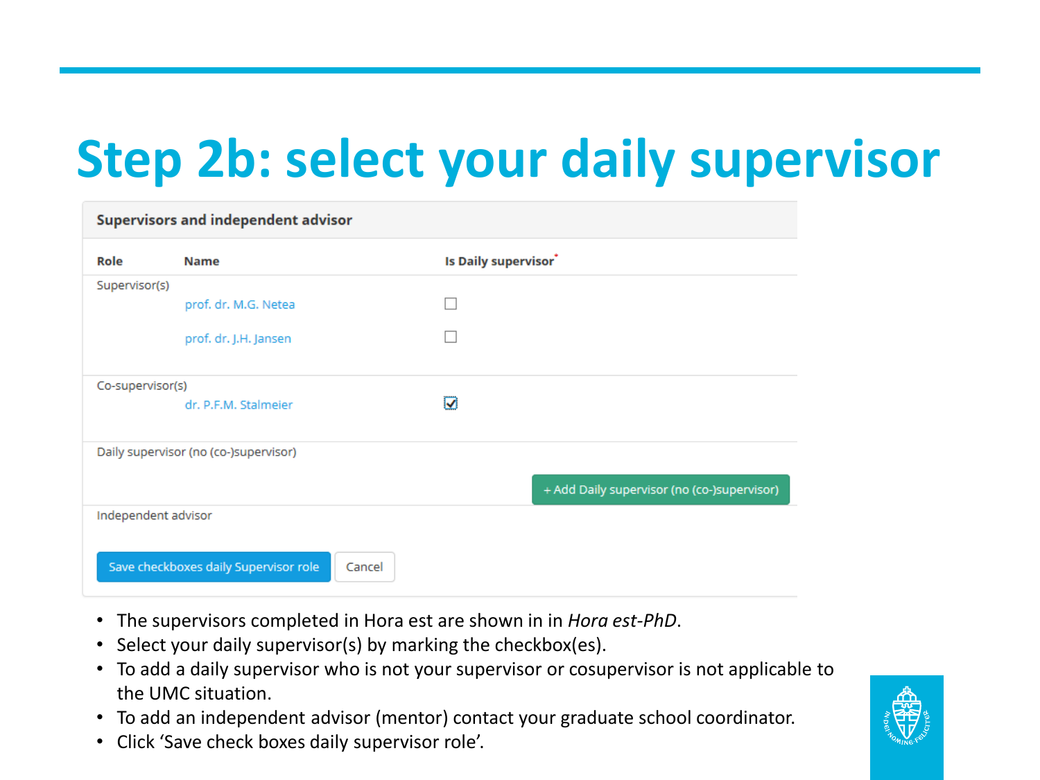# Step 2b: select your daily supervisor

**Supervisors and independent advisor**

| Role | Name | Is Daily supervisor* |
|---|---|---|
| Supervisor(s) | | |
| | prof. dr. M.G. Netea | ☐ |
| | prof. dr. J.H. Jansen | ☐ |
| Co-supervisor(s) | | |
| | dr. P.F.M. Stalmeier | ☑ |
| Daily supervisor (no (co-)supervisor) | | |
| | | + Add Daily supervisor (no (co-)supervisor) |
| Independent advisor | | |

Save checkboxes daily Supervisor role | Cancel

- The supervisors completed in Hora est are shown in in *Hora est-PhD*.
- Select your daily supervisor(s) by marking the checkbox(es).
- To add a daily supervisor who is not your supervisor or cosupervisor is not applicable to the UMC situation.
- To add an independent advisor (mentor) contact your graduate school coordinator.
- Click 'Save check boxes daily supervisor role'.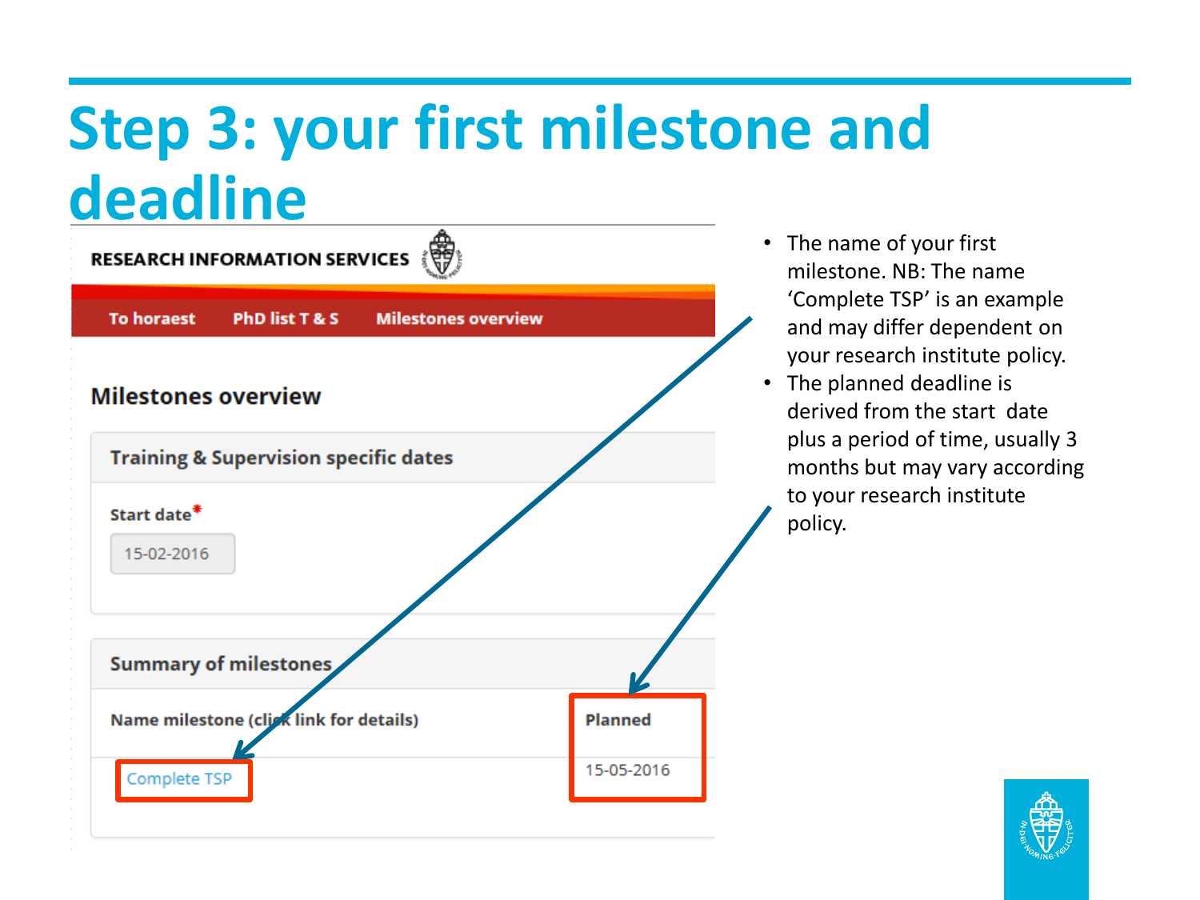# Step 3: your first milestone and deadline

RESEARCH INFORMATION SERVICES

To horaest | PhD list T & S | Milestones overview

## Milestones overview

### Training & Supervision specific dates

Start date*

15-02-2016

### Summary of milestones

| Name milestone (click link for details) | Planned |
| --- | --- |
| Complete TSP | 15-05-2016 |

- The name of your first milestone. NB: The name 'Complete TSP' is an example and may differ dependent on your research institute policy.
- The planned deadline is derived from the start date plus a period of time, usually 3 months but may vary according to your research institute policy.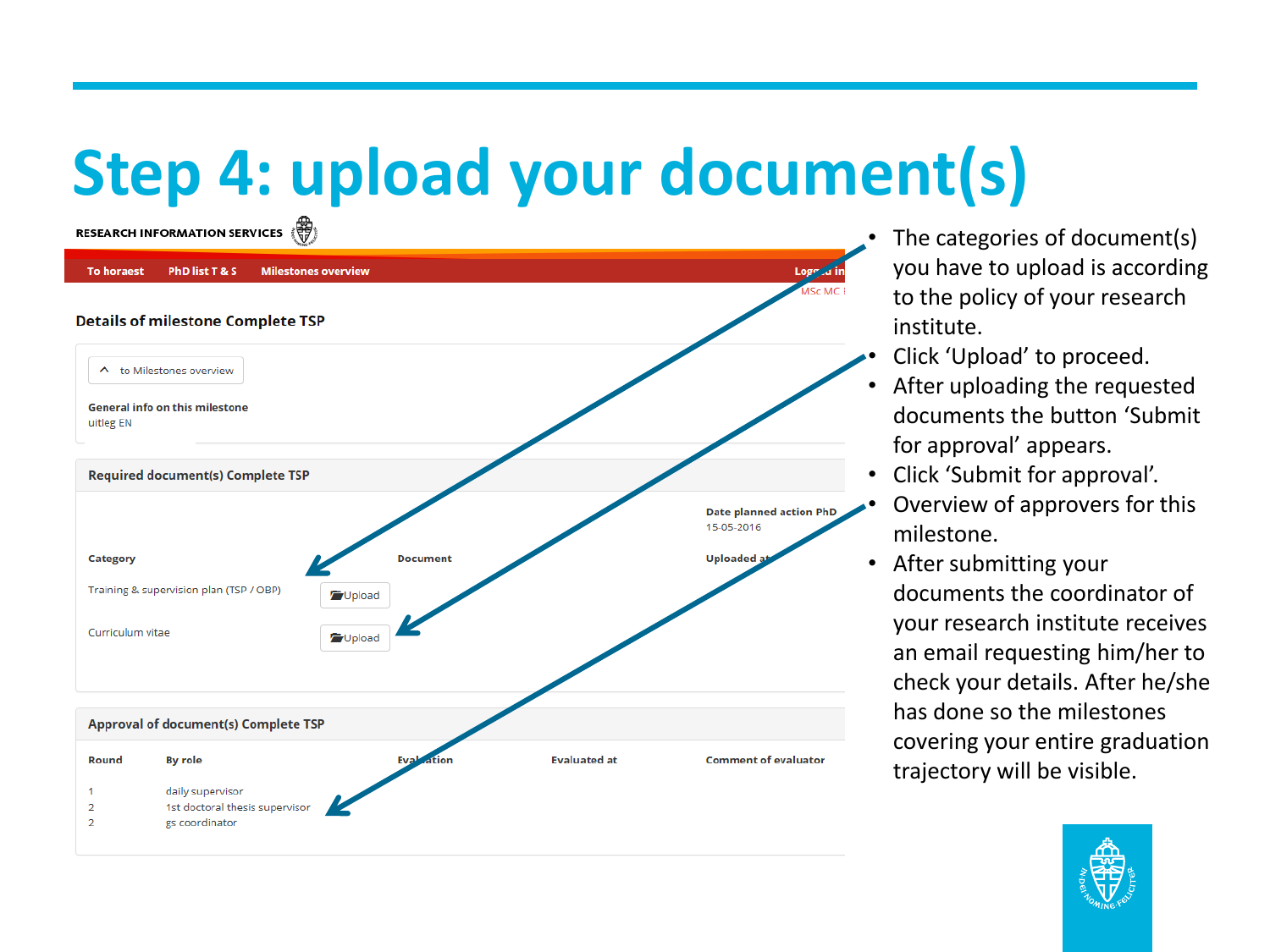# Step 4: upload your document(s)

RESEARCH INFORMATION SERVICES

To horaest | PhD list T & S | Milestones overview

### Details of milestone Complete TSP

to Milestones overview

**General info on this milestone**
uitleg EN

**Required document(s) Complete TSP**

Date planned action PhD
15-05-2016

| Category | | Document | Uploaded at |
|---|---|---|---|
| Training & supervision plan (TSP / OBP) | Upload | | |
| Curriculum vitae | Upload | | |

**Approval of document(s) Complete TSP**

| Round | By role | Evaluation | Evaluated at | Comment of evaluator |
|---|---|---|---|---|
| 1 | daily supervisor | | | |
| 2 | 1st doctoral thesis supervisor | | | |
| 2 | gs coordinator | | | |

- The categories of document(s) you have to upload is according to the policy of your research institute.
- Click ‘Upload’ to proceed.
- After uploading the requested documents the button ‘Submit for approval’ appears.
- Click ‘Submit for approval’.
- Overview of approvers for this milestone.
- After submitting your documents the coordinator of your research institute receives an email requesting him/her to check your details. After he/she has done so the milestones covering your entire graduation trajectory will be visible.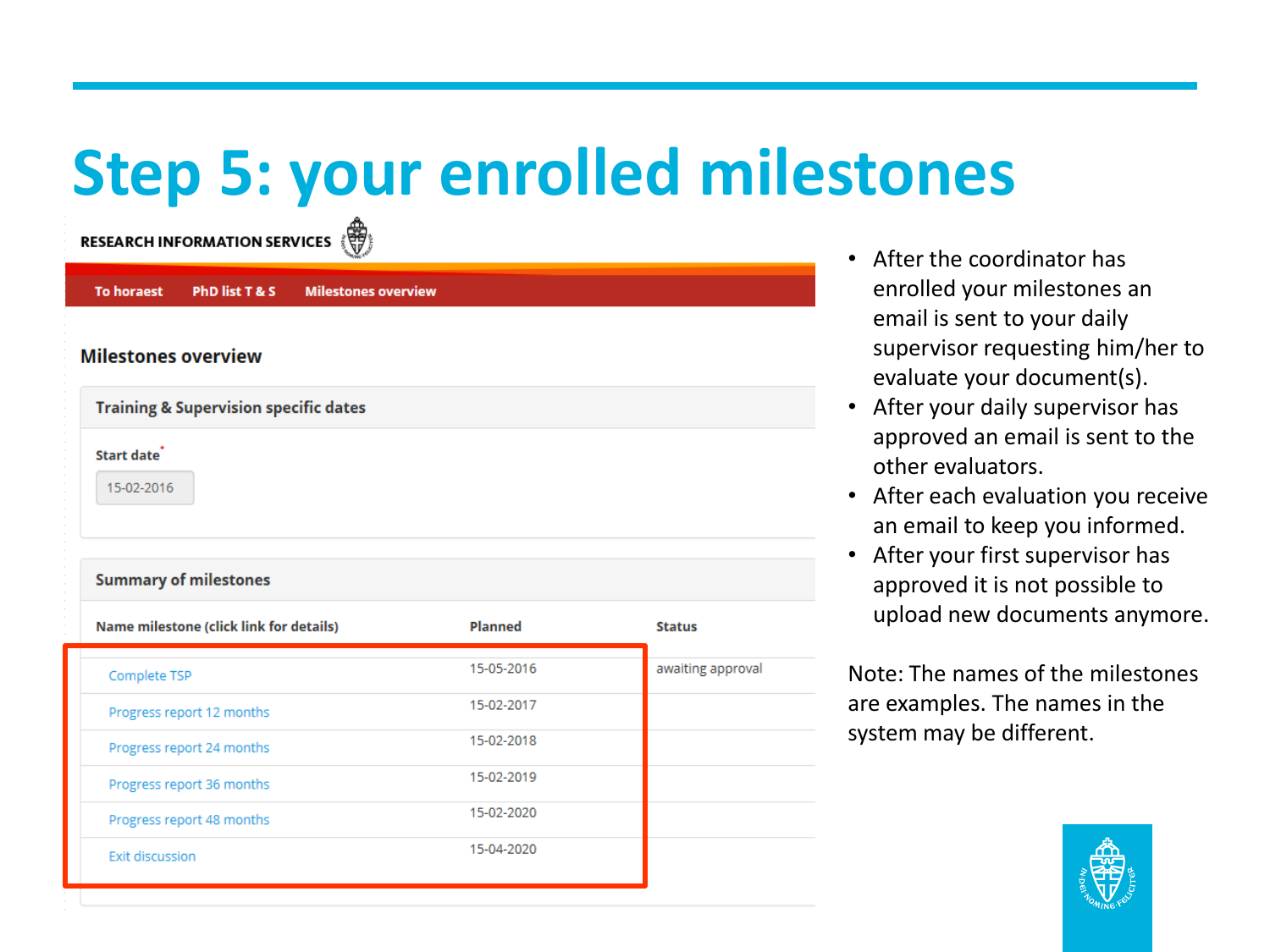# Step 5: your enrolled milestones

RESEARCH INFORMATION SERVICES

To horaest | PhD list T & S | Milestones overview

## Milestones overview

### Training & Supervision specific dates

Start date*

15-02-2016

### Summary of milestones

| Name milestone (click link for details) | Planned | Status |
|---|---|---|
| Complete TSP | 15-05-2016 | awaiting approval |
| Progress report 12 months | 15-02-2017 | |
| Progress report 24 months | 15-02-2018 | |
| Progress report 36 months | 15-02-2019 | |
| Progress report 48 months | 15-02-2020 | |
| Exit discussion | 15-04-2020 | |

- After the coordinator has enrolled your milestones an email is sent to your daily supervisor requesting him/her to evaluate your document(s).
- After your daily supervisor has approved an email is sent to the other evaluators.
- After each evaluation you receive an email to keep you informed.
- After your first supervisor has approved it is not possible to upload new documents anymore.

Note: The names of the milestones are examples. The names in the system may be different.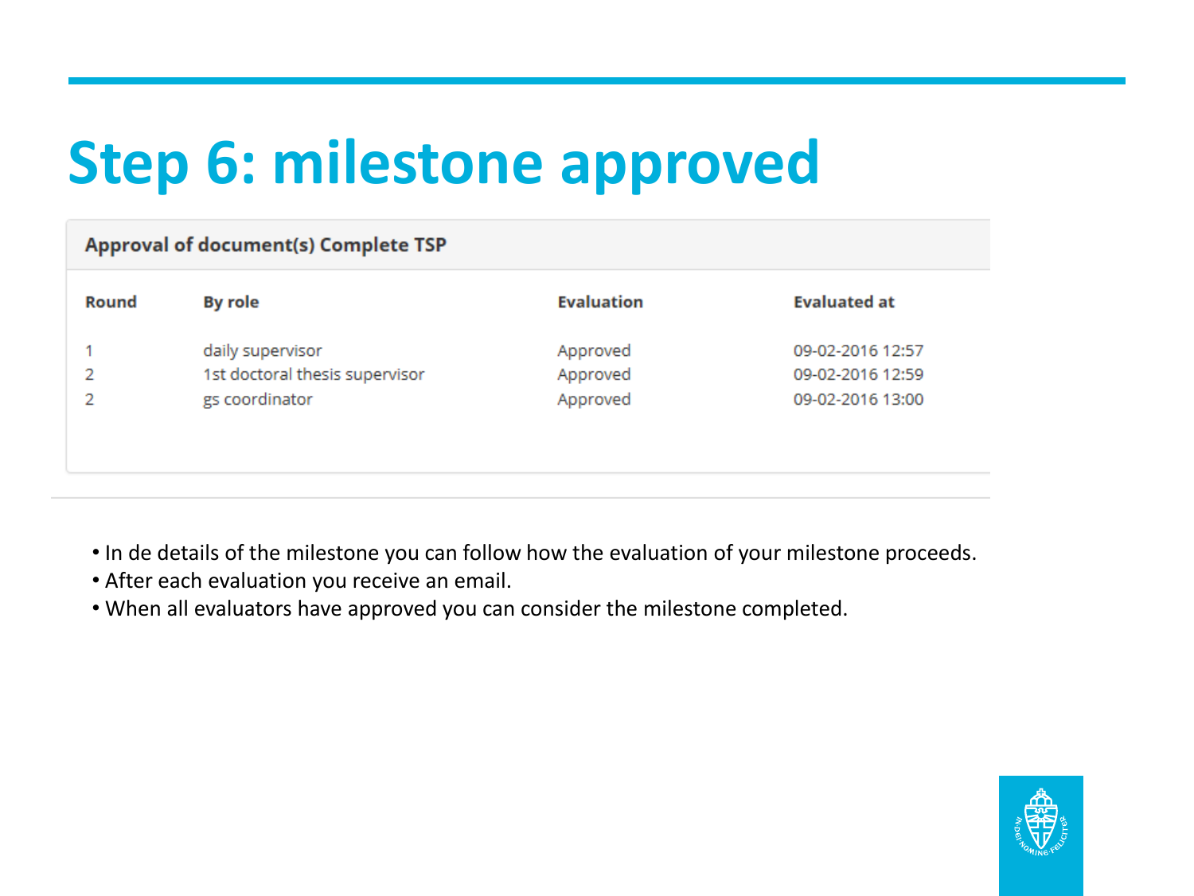# Step 6: milestone approved

**Approval of document(s) Complete TSP**

| Round | By role | Evaluation | Evaluated at |
|---|---|---|---|
| 1 | daily supervisor | Approved | 09-02-2016 12:57 |
| 2 | 1st doctoral thesis supervisor | Approved | 09-02-2016 12:59 |
| 2 | gs coordinator | Approved | 09-02-2016 13:00 |

- In de details of the milestone you can follow how the evaluation of your milestone proceeds.
- After each evaluation you receive an email.
- When all evaluators have approved you can consider the milestone completed.